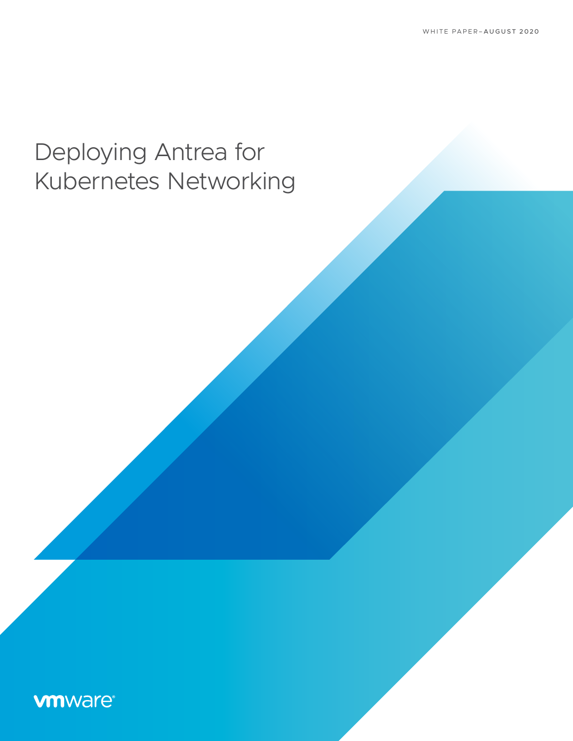WHITE PAPER–AUGUST 2020

# Deploying Antrea for Kubernetes Networking

vmware®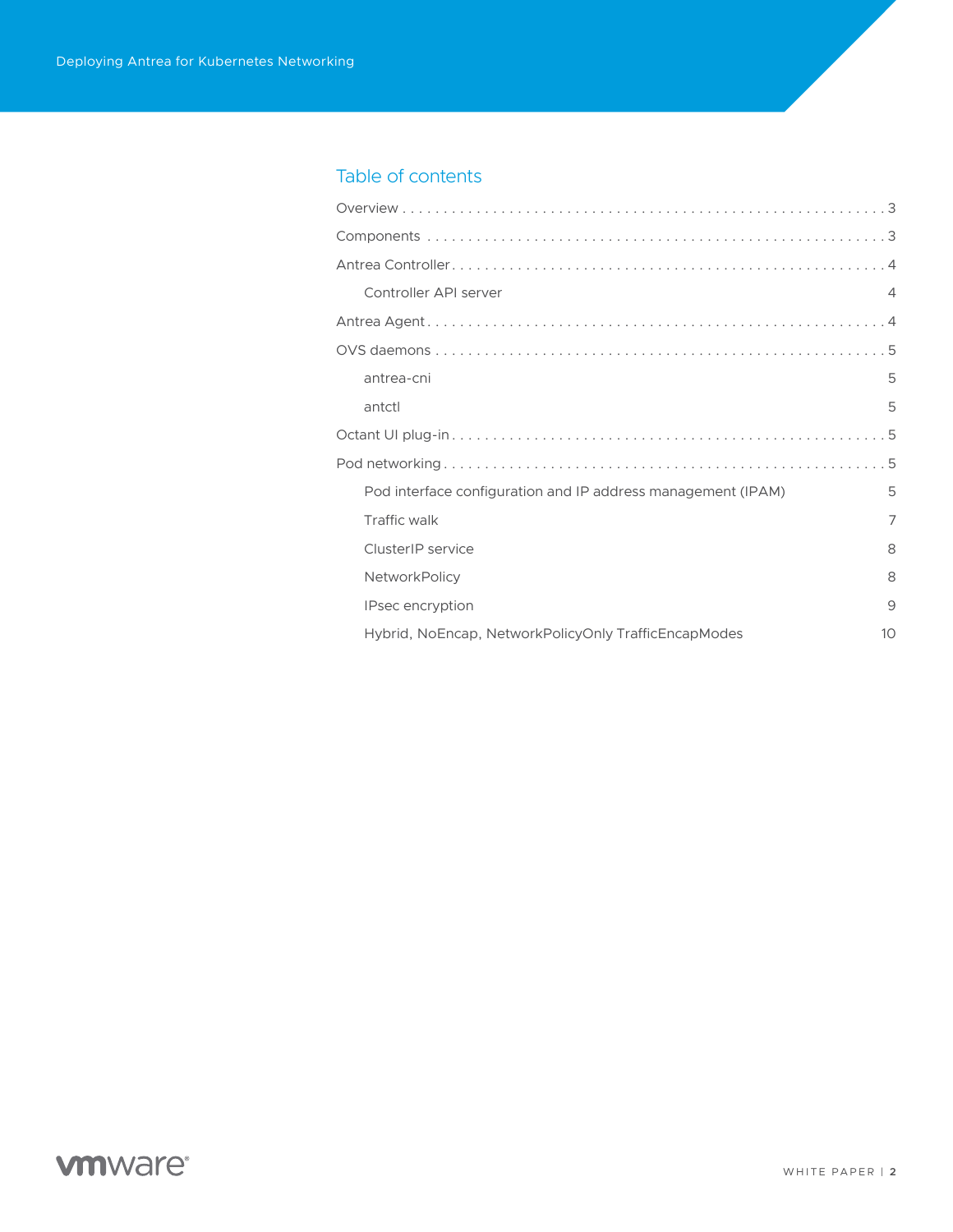## Table of contents

- Overview . . . . . . . . . . 3
- Components . . . . . . . . . . 3
- Antrea Controller . . . . . . . . . . 4
  - Controller API server 4
- Antrea Agent . . . . . . . . . . 4
- OVS daemons . . . . . . . . . . 5
  - antrea-cni 5
  - antctl 5
- Octant UI plug-in . . . . . . . . . . 5
- Pod networking . . . . . . . . . . 5
  - Pod interface configuration and IP address management (IPAM) 5
  - Traffic walk 7
  - ClusterIP service 8
  - NetworkPolicy 8
  - IPsec encryption 9
  - Hybrid, NoEncap, NetworkPolicyOnly TrafficEncapModes 10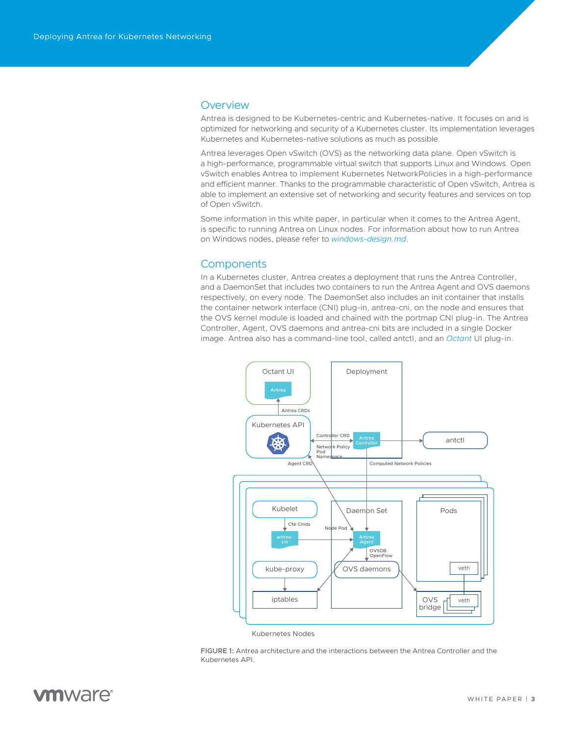## Overview

Antrea is designed to be Kubernetes-centric and Kubernetes-native. It focuses on and is optimized for networking and security of a Kubernetes cluster. Its implementation leverages Kubernetes and Kubernetes-native solutions as much as possible.

Antrea leverages Open vSwitch (OVS) as the networking data plane. Open vSwitch is a high-performance, programmable virtual switch that supports Linux and Windows. Open vSwitch enables Antrea to implement Kubernetes NetworkPolicies in a high-performance and efficient manner. Thanks to the programmable characteristic of Open vSwitch, Antrea is able to implement an extensive set of networking and security features and services on top of Open vSwitch.

Some information in this white paper, in particular when it comes to the Antrea Agent, is specific to running Antrea on Linux nodes. For information about how to run Antrea on Windows nodes, please refer to *windows-design.md*.

## Components

In a Kubernetes cluster, Antrea creates a deployment that runs the Antrea Controller, and a DaemonSet that includes two containers to run the Antrea Agent and OVS daemons respectively, on every node. The DaemonSet also includes an init container that installs the container network interface (CNI) plug-in, antrea-cni, on the node and ensures that the OVS kernel module is loaded and chained with the portmap CNI plug-in. The Antrea Controller, Agent, OVS daemons and antrea-cni bits are included in a single Docker image. Antrea also has a command-line tool, called antctl, and an *Octant* UI plug-in.

FIGURE 1: Antrea architecture and the interactions between the Antrea Controller and the Kubernetes API.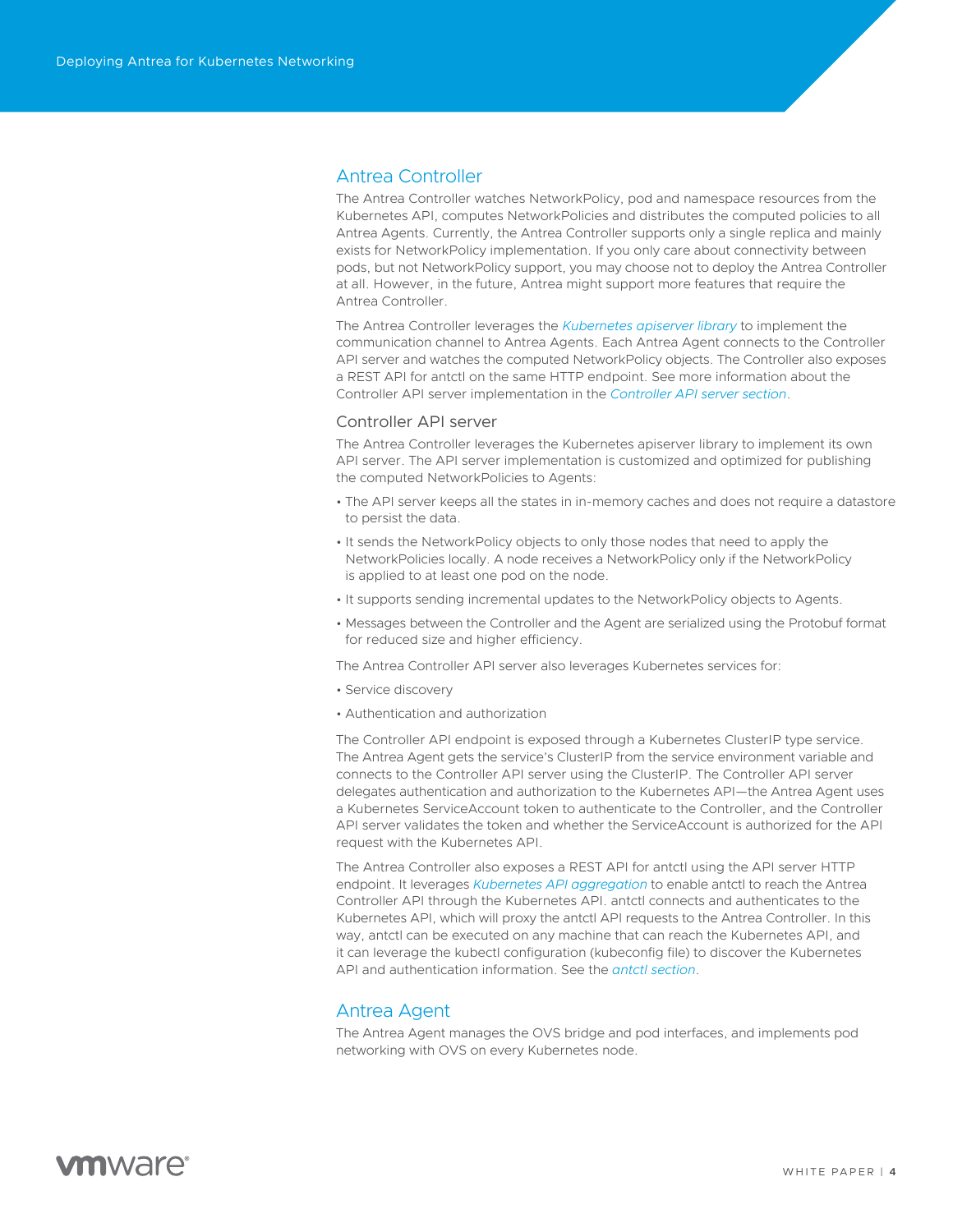## Antrea Controller

The Antrea Controller watches NetworkPolicy, pod and namespace resources from the Kubernetes API, computes NetworkPolicies and distributes the computed policies to all Antrea Agents. Currently, the Antrea Controller supports only a single replica and mainly exists for NetworkPolicy implementation. If you only care about connectivity between pods, but not NetworkPolicy support, you may choose not to deploy the Antrea Controller at all. However, in the future, Antrea might support more features that require the Antrea Controller.

The Antrea Controller leverages the *Kubernetes apiserver library* to implement the communication channel to Antrea Agents. Each Antrea Agent connects to the Controller API server and watches the computed NetworkPolicy objects. The Controller also exposes a REST API for antctl on the same HTTP endpoint. See more information about the Controller API server implementation in the *Controller API server section*.

### Controller API server

The Antrea Controller leverages the Kubernetes apiserver library to implement its own API server. The API server implementation is customized and optimized for publishing the computed NetworkPolicies to Agents:

- The API server keeps all the states in in-memory caches and does not require a datastore to persist the data.
- It sends the NetworkPolicy objects to only those nodes that need to apply the NetworkPolicies locally. A node receives a NetworkPolicy only if the NetworkPolicy is applied to at least one pod on the node.
- It supports sending incremental updates to the NetworkPolicy objects to Agents.
- Messages between the Controller and the Agent are serialized using the Protobuf format for reduced size and higher efficiency.

The Antrea Controller API server also leverages Kubernetes services for:

- Service discovery
- Authentication and authorization

The Controller API endpoint is exposed through a Kubernetes ClusterIP type service. The Antrea Agent gets the service's ClusterIP from the service environment variable and connects to the Controller API server using the ClusterIP. The Controller API server delegates authentication and authorization to the Kubernetes API—the Antrea Agent uses a Kubernetes ServiceAccount token to authenticate to the Controller, and the Controller API server validates the token and whether the ServiceAccount is authorized for the API request with the Kubernetes API.

The Antrea Controller also exposes a REST API for antctl using the API server HTTP endpoint. It leverages *Kubernetes API aggregation* to enable antctl to reach the Antrea Controller API through the Kubernetes API. antctl connects and authenticates to the Kubernetes API, which will proxy the antctl API requests to the Antrea Controller. In this way, antctl can be executed on any machine that can reach the Kubernetes API, and it can leverage the kubectl configuration (kubeconfig file) to discover the Kubernetes API and authentication information. See the *antctl section*.

## Antrea Agent

The Antrea Agent manages the OVS bridge and pod interfaces, and implements pod networking with OVS on every Kubernetes node.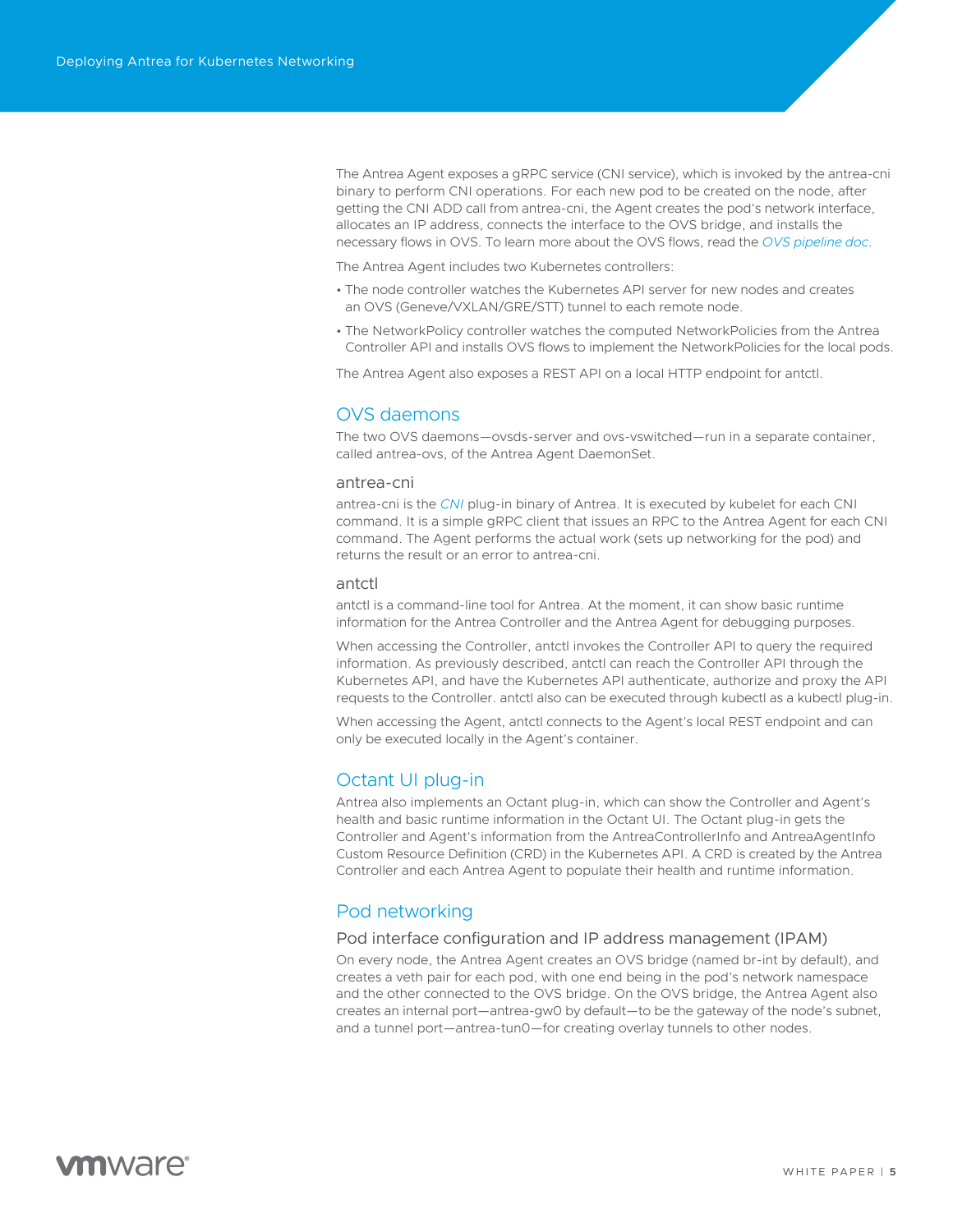The Antrea Agent exposes a gRPC service (CNI service), which is invoked by the antrea-cni binary to perform CNI operations. For each new pod to be created on the node, after getting the CNI ADD call from antrea-cni, the Agent creates the pod's network interface, allocates an IP address, connects the interface to the OVS bridge, and installs the necessary flows in OVS. To learn more about the OVS flows, read the *OVS pipeline doc*.

The Antrea Agent includes two Kubernetes controllers:

- The node controller watches the Kubernetes API server for new nodes and creates an OVS (Geneve/VXLAN/GRE/STT) tunnel to each remote node.
- The NetworkPolicy controller watches the computed NetworkPolicies from the Antrea Controller API and installs OVS flows to implement the NetworkPolicies for the local pods.

The Antrea Agent also exposes a REST API on a local HTTP endpoint for antctl.

## OVS daemons

The two OVS daemons—ovsds-server and ovs-vswitched—run in a separate container, called antrea-ovs, of the Antrea Agent DaemonSet.

### antrea-cni

antrea-cni is the *CNI* plug-in binary of Antrea. It is executed by kubelet for each CNI command. It is a simple gRPC client that issues an RPC to the Antrea Agent for each CNI command. The Agent performs the actual work (sets up networking for the pod) and returns the result or an error to antrea-cni.

### antctl

antctl is a command-line tool for Antrea. At the moment, it can show basic runtime information for the Antrea Controller and the Antrea Agent for debugging purposes.

When accessing the Controller, antctl invokes the Controller API to query the required information. As previously described, antctl can reach the Controller API through the Kubernetes API, and have the Kubernetes API authenticate, authorize and proxy the API requests to the Controller. antctl also can be executed through kubectl as a kubectl plug-in.

When accessing the Agent, antctl connects to the Agent's local REST endpoint and can only be executed locally in the Agent's container.

## Octant UI plug-in

Antrea also implements an Octant plug-in, which can show the Controller and Agent's health and basic runtime information in the Octant UI. The Octant plug-in gets the Controller and Agent's information from the AntreaControllerInfo and AntreaAgentInfo Custom Resource Definition (CRD) in the Kubernetes API. A CRD is created by the Antrea Controller and each Antrea Agent to populate their health and runtime information.

## Pod networking

### Pod interface configuration and IP address management (IPAM)

On every node, the Antrea Agent creates an OVS bridge (named br-int by default), and creates a veth pair for each pod, with one end being in the pod's network namespace and the other connected to the OVS bridge. On the OVS bridge, the Antrea Agent also creates an internal port—antrea-gw0 by default—to be the gateway of the node's subnet, and a tunnel port—antrea-tun0—for creating overlay tunnels to other nodes.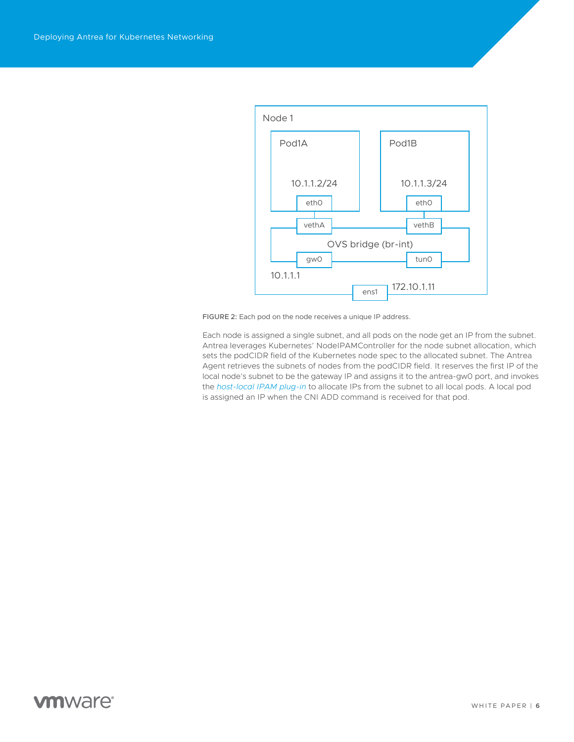FIGURE 2: Each pod on the node receives a unique IP address.

Each node is assigned a single subnet, and all pods on the node get an IP from the subnet. Antrea leverages Kubernetes' NodeIPAMController for the node subnet allocation, which sets the podCIDR field of the Kubernetes node spec to the allocated subnet. The Antrea Agent retrieves the subnets of nodes from the podCIDR field. It reserves the first IP of the local node's subnet to be the gateway IP and assigns it to the antrea-gw0 port, and invokes the *host-local IPAM plug-in* to allocate IPs from the subnet to all local pods. A local pod is assigned an IP when the CNI ADD command is received for that pod.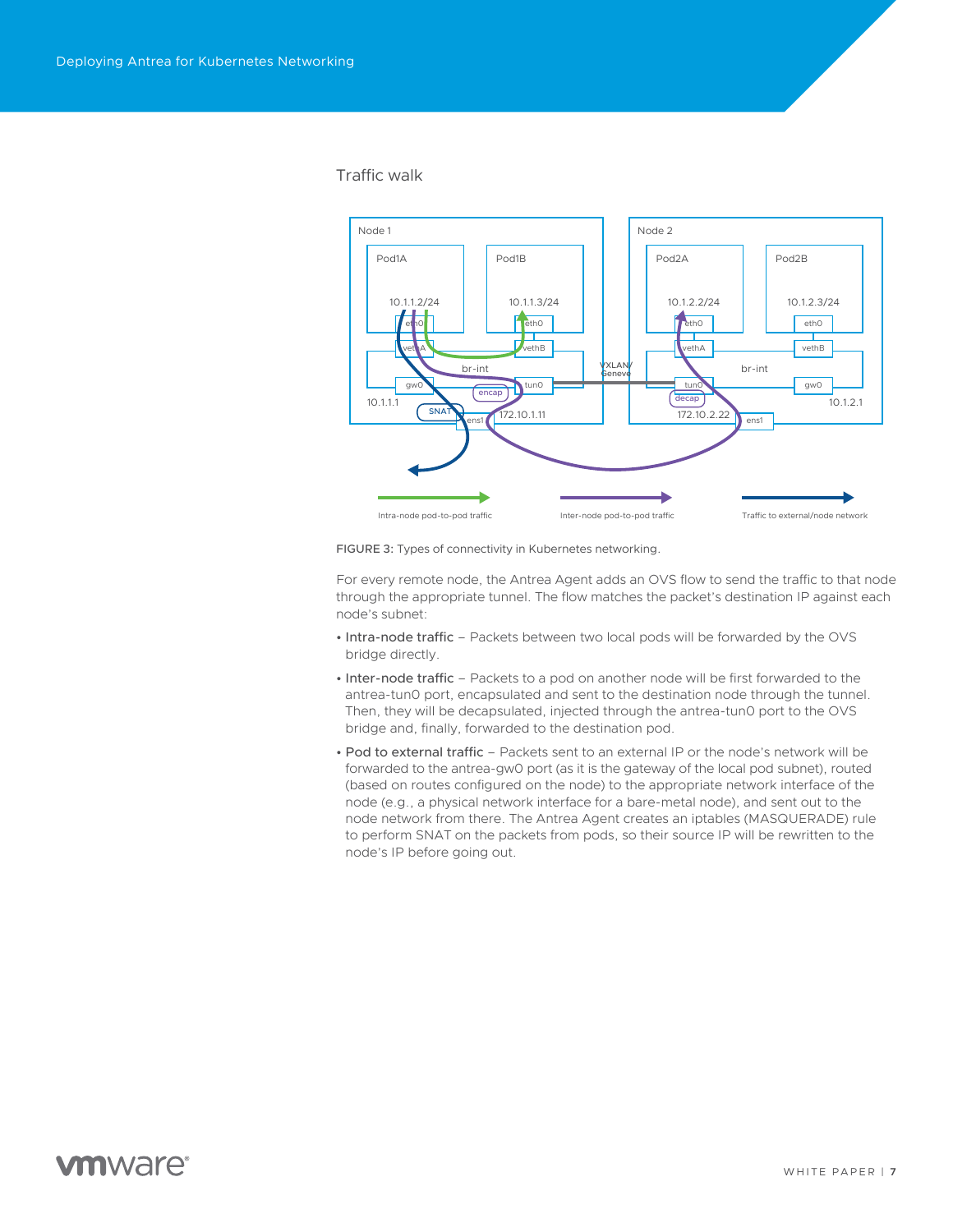## Traffic walk

FIGURE 3: Types of connectivity in Kubernetes networking.

For every remote node, the Antrea Agent adds an OVS flow to send the traffic to that node through the appropriate tunnel. The flow matches the packet's destination IP against each node's subnet:

- Intra-node traffic – Packets between two local pods will be forwarded by the OVS bridge directly.
- Inter-node traffic – Packets to a pod on another node will be first forwarded to the antrea-tun0 port, encapsulated and sent to the destination node through the tunnel. Then, they will be decapsulated, injected through the antrea-tun0 port to the OVS bridge and, finally, forwarded to the destination pod.
- Pod to external traffic – Packets sent to an external IP or the node's network will be forwarded to the antrea-gw0 port (as it is the gateway of the local pod subnet), routed (based on routes configured on the node) to the appropriate network interface of the node (e.g., a physical network interface for a bare-metal node), and sent out to the node network from there. The Antrea Agent creates an iptables (MASQUERADE) rule to perform SNAT on the packets from pods, so their source IP will be rewritten to the node's IP before going out.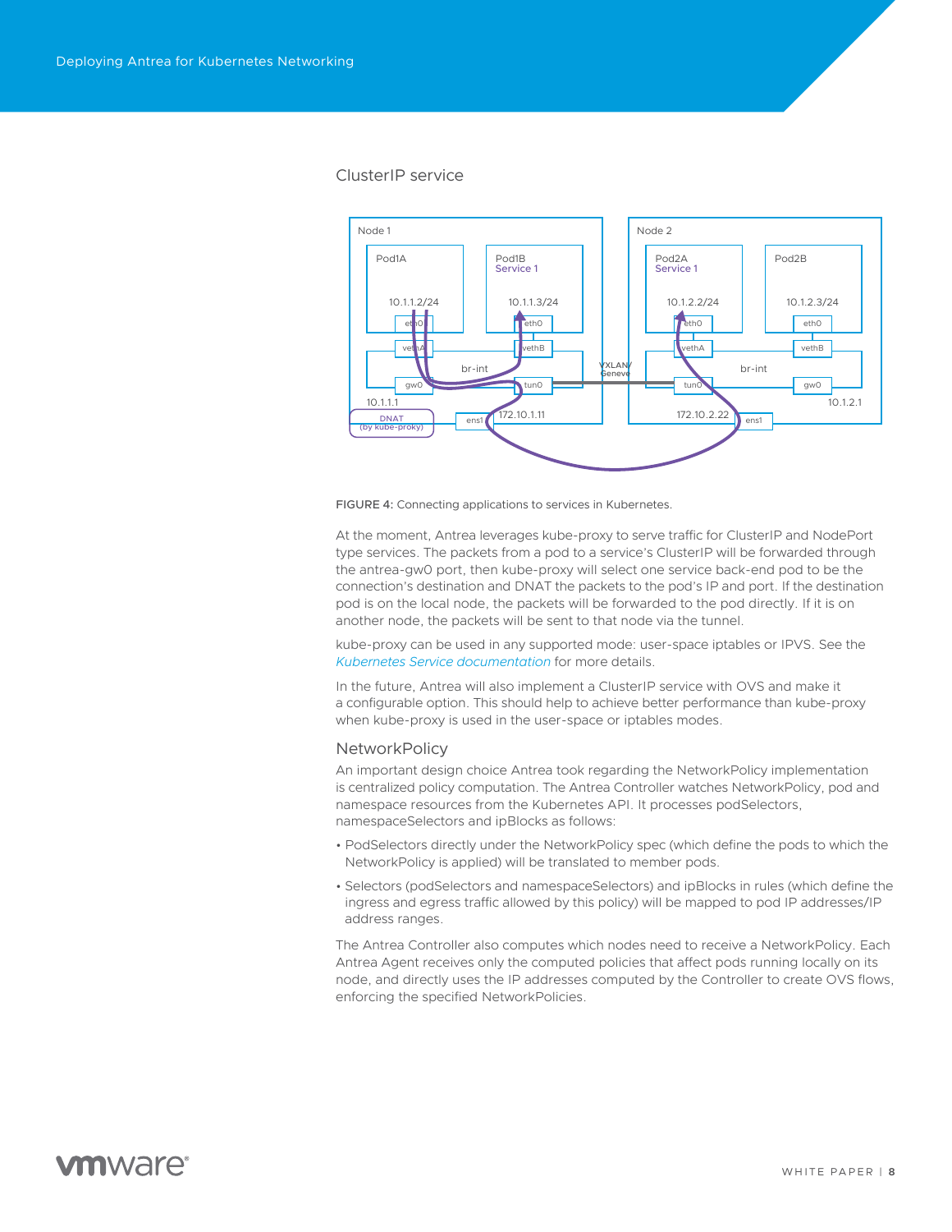### ClusterIP service

FIGURE 4: Connecting applications to services in Kubernetes.

At the moment, Antrea leverages kube-proxy to serve traffic for ClusterIP and NodePort type services. The packets from a pod to a service's ClusterIP will be forwarded through the antrea-gw0 port, then kube-proxy will select one service back-end pod to be the connection's destination and DNAT the packets to the pod's IP and port. If the destination pod is on the local node, the packets will be forwarded to the pod directly. If it is on another node, the packets will be sent to that node via the tunnel.

kube-proxy can be used in any supported mode: user-space iptables or IPVS. See the *Kubernetes Service documentation* for more details.

In the future, Antrea will also implement a ClusterIP service with OVS and make it a configurable option. This should help to achieve better performance than kube-proxy when kube-proxy is used in the user-space or iptables modes.

### NetworkPolicy

An important design choice Antrea took regarding the NetworkPolicy implementation is centralized policy computation. The Antrea Controller watches NetworkPolicy, pod and namespace resources from the Kubernetes API. It processes podSelectors, namespaceSelectors and ipBlocks as follows:

- PodSelectors directly under the NetworkPolicy spec (which define the pods to which the NetworkPolicy is applied) will be translated to member pods.
- Selectors (podSelectors and namespaceSelectors) and ipBlocks in rules (which define the ingress and egress traffic allowed by this policy) will be mapped to pod IP addresses/IP address ranges.

The Antrea Controller also computes which nodes need to receive a NetworkPolicy. Each Antrea Agent receives only the computed policies that affect pods running locally on its node, and directly uses the IP addresses computed by the Controller to create OVS flows, enforcing the specified NetworkPolicies.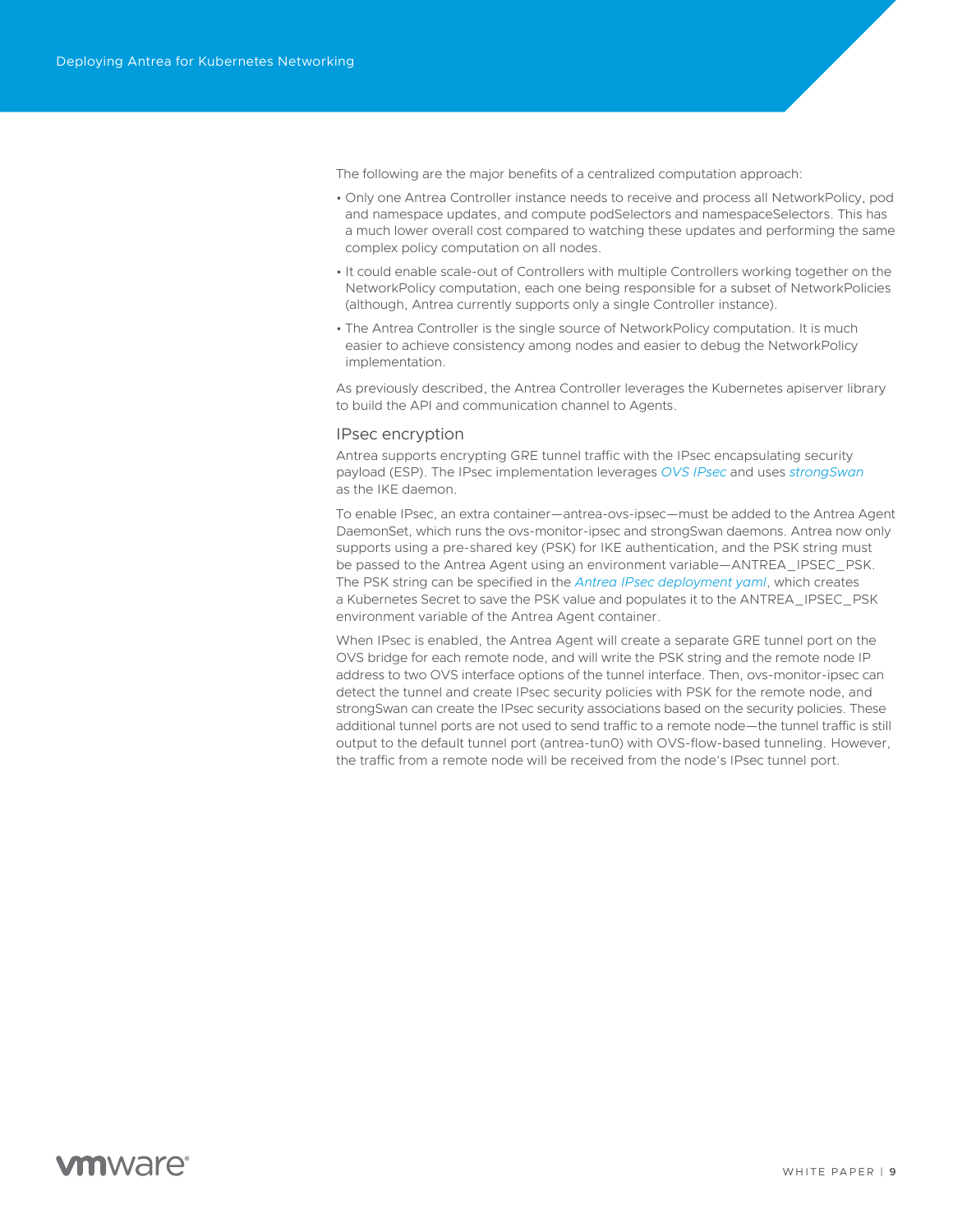The following are the major benefits of a centralized computation approach:

- Only one Antrea Controller instance needs to receive and process all NetworkPolicy, pod and namespace updates, and compute podSelectors and namespaceSelectors. This has a much lower overall cost compared to watching these updates and performing the same complex policy computation on all nodes.
- It could enable scale-out of Controllers with multiple Controllers working together on the NetworkPolicy computation, each one being responsible for a subset of NetworkPolicies (although, Antrea currently supports only a single Controller instance).
- The Antrea Controller is the single source of NetworkPolicy computation. It is much easier to achieve consistency among nodes and easier to debug the NetworkPolicy implementation.

As previously described, the Antrea Controller leverages the Kubernetes apiserver library to build the API and communication channel to Agents.

## IPsec encryption

Antrea supports encrypting GRE tunnel traffic with the IPsec encapsulating security payload (ESP). The IPsec implementation leverages *OVS IPsec* and uses *strongSwan* as the IKE daemon.

To enable IPsec, an extra container—antrea-ovs-ipsec—must be added to the Antrea Agent DaemonSet, which runs the ovs-monitor-ipsec and strongSwan daemons. Antrea now only supports using a pre-shared key (PSK) for IKE authentication, and the PSK string must be passed to the Antrea Agent using an environment variable—ANTREA_IPSEC_PSK. The PSK string can be specified in the *Antrea IPsec deployment yaml*, which creates a Kubernetes Secret to save the PSK value and populates it to the ANTREA_IPSEC_PSK environment variable of the Antrea Agent container.

When IPsec is enabled, the Antrea Agent will create a separate GRE tunnel port on the OVS bridge for each remote node, and will write the PSK string and the remote node IP address to two OVS interface options of the tunnel interface. Then, ovs-monitor-ipsec can detect the tunnel and create IPsec security policies with PSK for the remote node, and strongSwan can create the IPsec security associations based on the security policies. These additional tunnel ports are not used to send traffic to a remote node—the tunnel traffic is still output to the default tunnel port (antrea-tun0) with OVS-flow-based tunneling. However, the traffic from a remote node will be received from the node's IPsec tunnel port.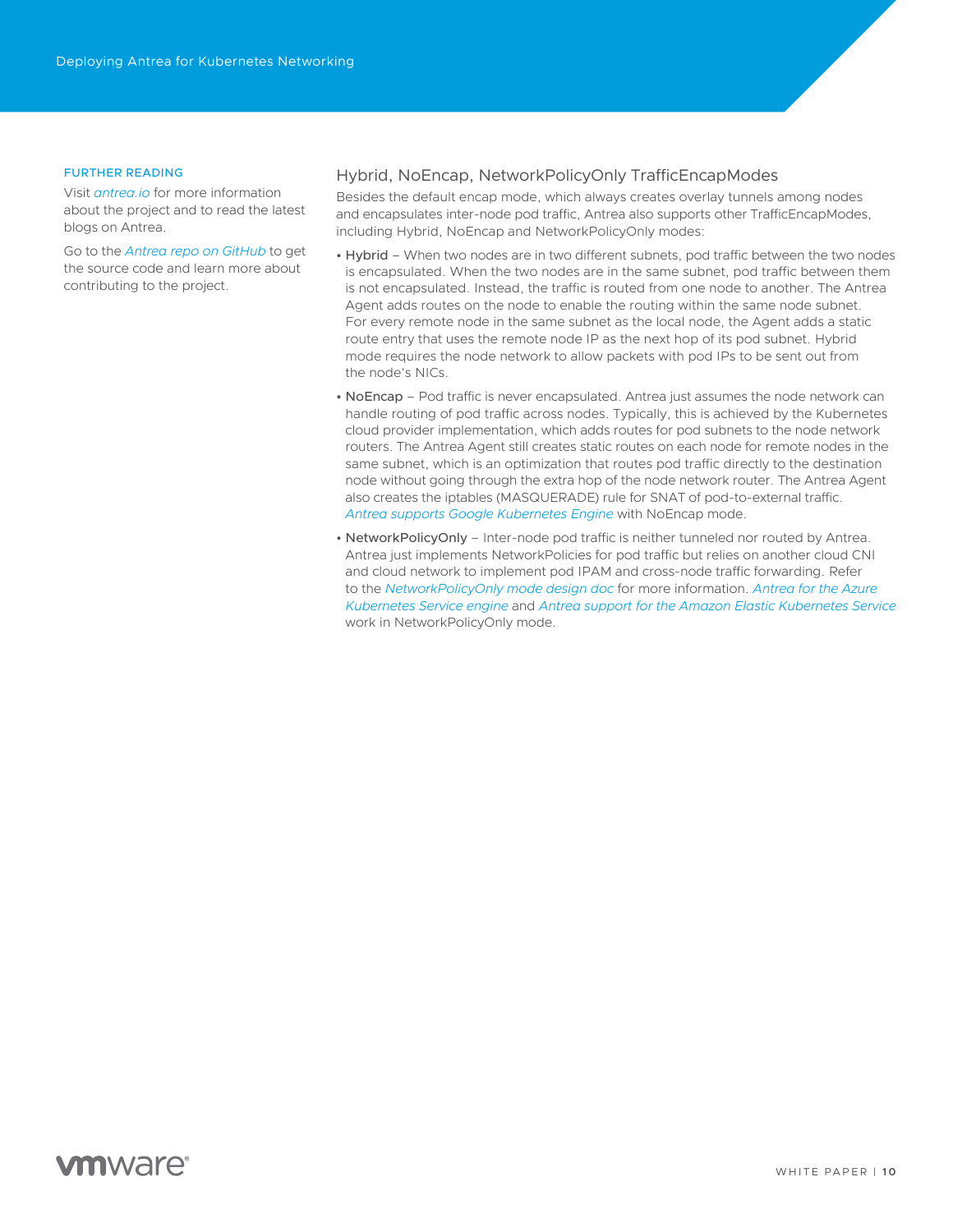FURTHER READING

Visit *antrea.io* for more information about the project and to read the latest blogs on Antrea.

Go to the *Antrea repo on GitHub* to get the source code and learn more about contributing to the project.

## Hybrid, NoEncap, NetworkPolicyOnly TrafficEncapModes

Besides the default encap mode, which always creates overlay tunnels among nodes and encapsulates inter-node pod traffic, Antrea also supports other TrafficEncapModes, including Hybrid, NoEncap and NetworkPolicyOnly modes:

- Hybrid – When two nodes are in two different subnets, pod traffic between the two nodes is encapsulated. When the two nodes are in the same subnet, pod traffic between them is not encapsulated. Instead, the traffic is routed from one node to another. The Antrea Agent adds routes on the node to enable the routing within the same node subnet. For every remote node in the same subnet as the local node, the Agent adds a static route entry that uses the remote node IP as the next hop of its pod subnet. Hybrid mode requires the node network to allow packets with pod IPs to be sent out from the node's NICs.
- NoEncap – Pod traffic is never encapsulated. Antrea just assumes the node network can handle routing of pod traffic across nodes. Typically, this is achieved by the Kubernetes cloud provider implementation, which adds routes for pod subnets to the node network routers. The Antrea Agent still creates static routes on each node for remote nodes in the same subnet, which is an optimization that routes pod traffic directly to the destination node without going through the extra hop of the node network router. The Antrea Agent also creates the iptables (MASQUERADE) rule for SNAT of pod-to-external traffic. *Antrea supports Google Kubernetes Engine* with NoEncap mode.
- NetworkPolicyOnly – Inter-node pod traffic is neither tunneled nor routed by Antrea. Antrea just implements NetworkPolicies for pod traffic but relies on another cloud CNI and cloud network to implement pod IPAM and cross-node traffic forwarding. Refer to the *NetworkPolicyOnly mode design doc* for more information. *Antrea for the Azure Kubernetes Service engine* and *Antrea support for the Amazon Elastic Kubernetes Service* work in NetworkPolicyOnly mode.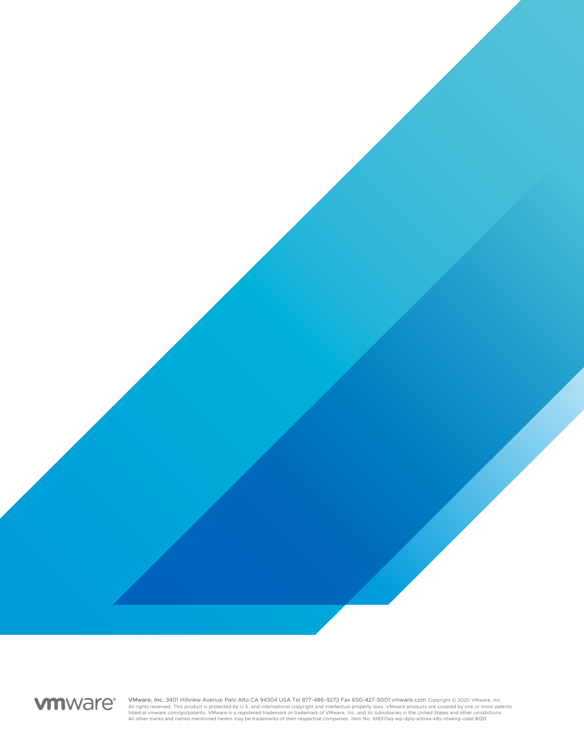vmware®

**VMware, Inc.** 3401 Hillview Avenue Palo Alto CA 94304 USA Tel 877-486-9273 Fax 650-427-5001 vmware.com Copyright © 2020 VMware, Inc. All rights reserved. This product is protected by U.S. and international copyright and intellectual property laws. VMware products are covered by one or more patents listed at vmware.com/go/patents. VMware is a registered trademark or trademark of VMware, Inc. and its subsidiaries in the United States and other jurisdictions. All other marks and names mentioned herein may be trademarks of their respective companies. Item No: 618317aq-wp-dply-antrea-k8s-ntwkng-uslet 8/20